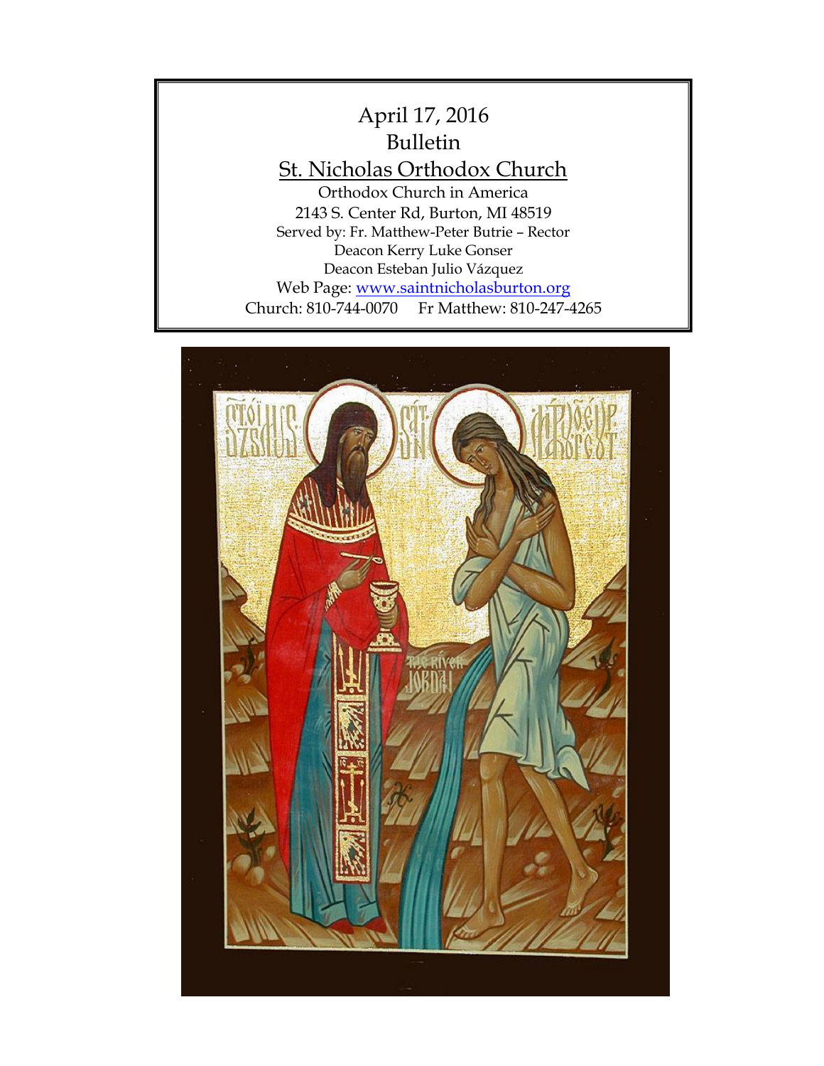April 17, 2016

Bulletin

St. Nicholas Orthodox Church

Orthodox Church in America

2143 S. Center Rd, Burton, MI 48519

Served by: Fr. Matthew-Peter Butrie – Rector

Deacon Kerry Luke Gonser

Deacon Esteban Julio Vázquez

Web Page: www.saintnicholasburton.org

Church: 810-744-0070 Fr Matthew: 810-247-4265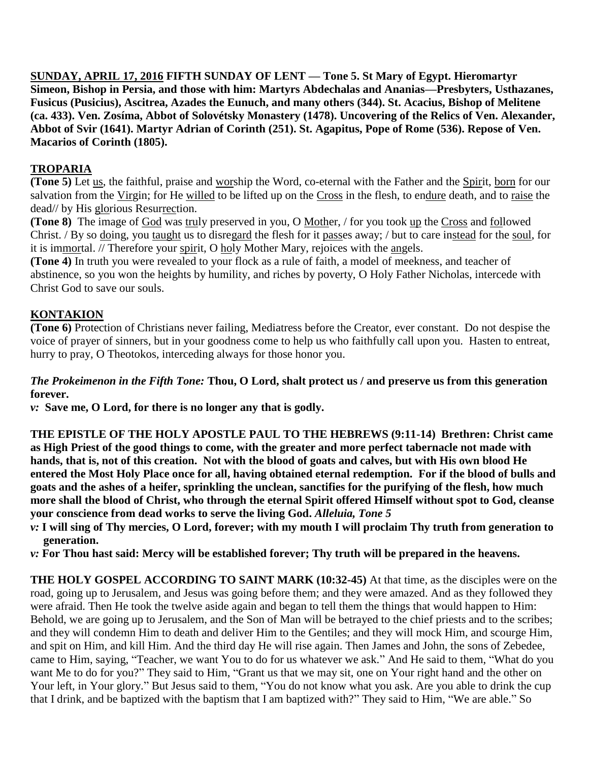**SUNDAY, APRIL 17, 2016 FIFTH SUNDAY OF LENT — Tone 5. St Mary of Egypt. Hieromartyr Simeon, Bishop in Persia, and those with him: Martyrs Abdechalas and Ananias—Presbyters, Usthazanes, Fusicus (Pusicius), Ascitrea, Azades the Eunuch, and many others (344). St. Acacius, Bishop of Melitene (ca. 433). Ven. Zosíma, Abbot of Solovétsky Monastery (1478). Uncovering of the Relics of Ven. Alexander, Abbot of Svir (1641). Martyr Adrian of Corinth (251). St. Agapitus, Pope of Rome (536). Repose of Ven. Macarios of Corinth (1805).**

## TROPARIA

**(Tone 5)** Let us, the faithful, praise and worship the Word, co-eternal with the Father and the Spirit, born for our salvation from the Virgin; for He willed to be lifted up on the Cross in the flesh, to endure death, and to raise the dead// by His glorious Resurrection.

**(Tone 8)** The image of God was truly preserved in you, O Mother, / for you took up the Cross and followed Christ. / By so doing, you taught us to disregard the flesh for it passes away; / but to care instead for the soul, for it is immortal. // Therefore your spirit, O holy Mother Mary, rejoices with the angels.

**(Tone 4)** In truth you were revealed to your flock as a rule of faith, a model of meekness, and teacher of abstinence, so you won the heights by humility, and riches by poverty, O Holy Father Nicholas, intercede with Christ God to save our souls.

## KONTAKION

**(Tone 6)** Protection of Christians never failing, Mediatress before the Creator, ever constant. Do not despise the voice of prayer of sinners, but in your goodness come to help us who faithfully call upon you. Hasten to entreat, hurry to pray, O Theotokos, interceding always for those honor you.

***The Prokeimenon in the Fifth Tone:*** **Thou, O Lord, shalt protect us / and preserve us from this generation forever.**

*v:* **Save me, O Lord, for there is no longer any that is godly.**

**THE EPISTLE OF THE HOLY APOSTLE PAUL TO THE HEBREWS (9:11-14) Brethren: Christ came as High Priest of the good things to come, with the greater and more perfect tabernacle not made with hands, that is, not of this creation. Not with the blood of goats and calves, but with His own blood He entered the Most Holy Place once for all, having obtained eternal redemption. For if the blood of bulls and goats and the ashes of a heifer, sprinkling the unclean, sanctifies for the purifying of the flesh, how much more shall the blood of Christ, who through the eternal Spirit offered Himself without spot to God, cleanse your conscience from dead works to serve the living God.** ***Alleluia, Tone 5***

*v:* **I will sing of Thy mercies, O Lord, forever; with my mouth I will proclaim Thy truth from generation to generation.**

*v:* **For Thou hast said: Mercy will be established forever; Thy truth will be prepared in the heavens.**

**THE HOLY GOSPEL ACCORDING TO SAINT MARK (10:32-45)** At that time, as the disciples were on the road, going up to Jerusalem, and Jesus was going before them; and they were amazed. And as they followed they were afraid. Then He took the twelve aside again and began to tell them the things that would happen to Him: Behold, we are going up to Jerusalem, and the Son of Man will be betrayed to the chief priests and to the scribes; and they will condemn Him to death and deliver Him to the Gentiles; and they will mock Him, and scourge Him, and spit on Him, and kill Him. And the third day He will rise again. Then James and John, the sons of Zebedee, came to Him, saying, "Teacher, we want You to do for us whatever we ask." And He said to them, "What do you want Me to do for you?" They said to Him, "Grant us that we may sit, one on Your right hand and the other on Your left, in Your glory." But Jesus said to them, "You do not know what you ask. Are you able to drink the cup that I drink, and be baptized with the baptism that I am baptized with?" They said to Him, "We are able." So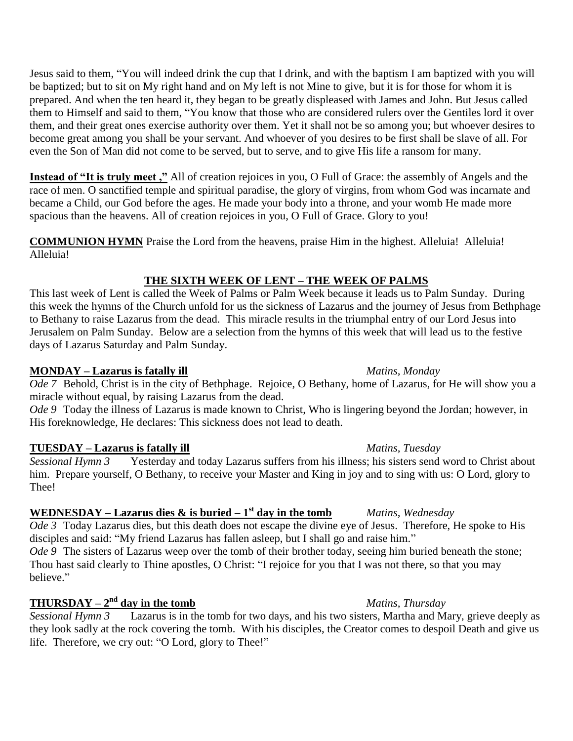Jesus said to them, "You will indeed drink the cup that I drink, and with the baptism I am baptized with you will be baptized; but to sit on My right hand and on My left is not Mine to give, but it is for those for whom it is prepared. And when the ten heard it, they began to be greatly displeased with James and John. But Jesus called them to Himself and said to them, "You know that those who are considered rulers over the Gentiles lord it over them, and their great ones exercise authority over them. Yet it shall not be so among you; but whoever desires to become great among you shall be your servant. And whoever of you desires to be first shall be slave of all. For even the Son of Man did not come to be served, but to serve, and to give His life a ransom for many.

**Instead of "It is truly meet ,"** All of creation rejoices in you, O Full of Grace: the assembly of Angels and the race of men. O sanctified temple and spiritual paradise, the glory of virgins, from whom God was incarnate and became a Child, our God before the ages. He made your body into a throne, and your womb He made more spacious than the heavens. All of creation rejoices in you, O Full of Grace. Glory to you!

**COMMUNION HYMN** Praise the Lord from the heavens, praise Him in the highest. Alleluia! Alleluia! Alleluia!

## THE SIXTH WEEK OF LENT – THE WEEK OF PALMS

This last week of Lent is called the Week of Palms or Palm Week because it leads us to Palm Sunday. During this week the hymns of the Church unfold for us the sickness of Lazarus and the journey of Jesus from Bethphage to Bethany to raise Lazarus from the dead. This miracle results in the triumphal entry of our Lord Jesus into Jerusalem on Palm Sunday. Below are a selection from the hymns of this week that will lead us to the festive days of Lazarus Saturday and Palm Sunday.

**MONDAY – Lazarus is fatally ill** *Matins, Monday*

*Ode 7* Behold, Christ is in the city of Bethphage. Rejoice, O Bethany, home of Lazarus, for He will show you a miracle without equal, by raising Lazarus from the dead.

*Ode 9* Today the illness of Lazarus is made known to Christ, Who is lingering beyond the Jordan; however, in His foreknowledge, He declares: This sickness does not lead to death.

**TUESDAY – Lazarus is fatally ill** *Matins, Tuesday*

*Sessional Hymn 3* Yesterday and today Lazarus suffers from his illness; his sisters send word to Christ about him. Prepare yourself, O Bethany, to receive your Master and King in joy and to sing with us: O Lord, glory to Thee!

**WEDNESDAY – Lazarus dies & is buried – 1st day in the tomb** *Matins, Wednesday*

*Ode 3* Today Lazarus dies, but this death does not escape the divine eye of Jesus. Therefore, He spoke to His disciples and said: "My friend Lazarus has fallen asleep, but I shall go and raise him."

*Ode 9* The sisters of Lazarus weep over the tomb of their brother today, seeing him buried beneath the stone; Thou hast said clearly to Thine apostles, O Christ: "I rejoice for you that I was not there, so that you may believe."

**THURSDAY – 2nd day in the tomb** *Matins, Thursday*

*Sessional Hymn 3* Lazarus is in the tomb for two days, and his two sisters, Martha and Mary, grieve deeply as they look sadly at the rock covering the tomb. With his disciples, the Creator comes to despoil Death and give us life. Therefore, we cry out: "O Lord, glory to Thee!"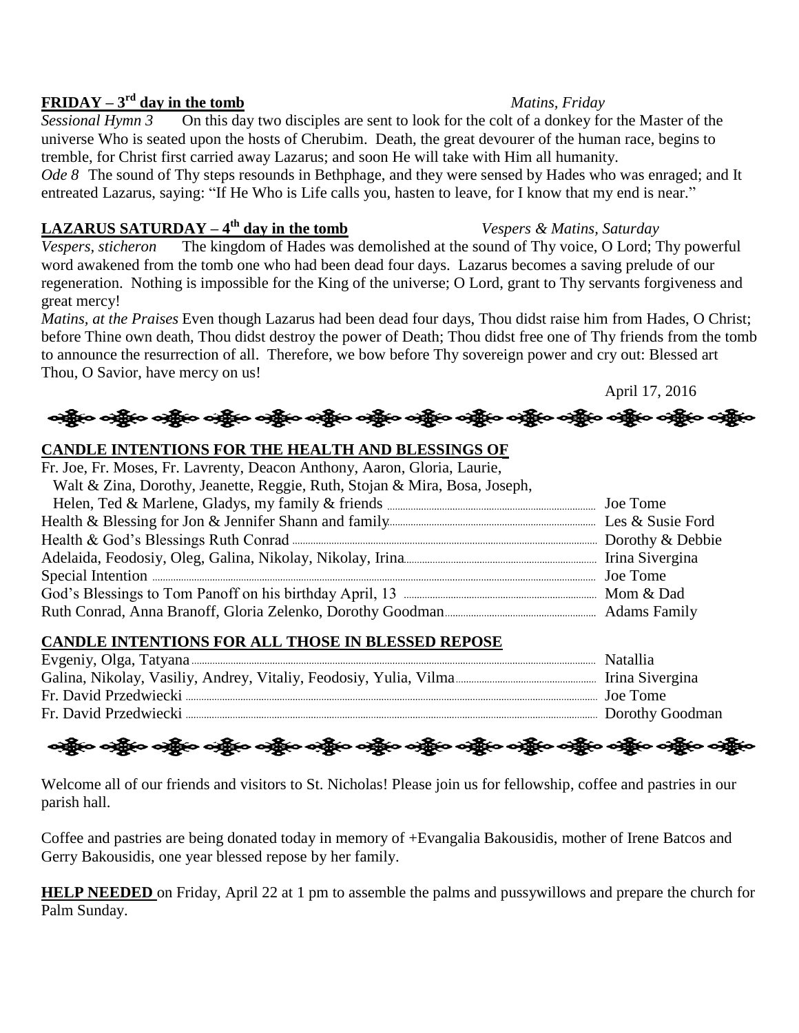**FRIDAY – 3rd day in the tomb** *Matins, Friday*

*Sessional Hymn 3* On this day two disciples are sent to look for the colt of a donkey for the Master of the universe Who is seated upon the hosts of Cherubim. Death, the great devourer of the human race, begins to tremble, for Christ first carried away Lazarus; and soon He will take with Him all humanity.

*Ode 8* The sound of Thy steps resounds in Bethphage, and they were sensed by Hades who was enraged; and It entreated Lazarus, saying: "If He Who is Life calls you, hasten to leave, for I know that my end is near."

**LAZARUS SATURDAY – 4th day in the tomb** *Vespers & Matins, Saturday*

*Vespers, sticheron* The kingdom of Hades was demolished at the sound of Thy voice, O Lord; Thy powerful word awakened from the tomb one who had been dead four days. Lazarus becomes a saving prelude of our regeneration. Nothing is impossible for the King of the universe; O Lord, grant to Thy servants forgiveness and great mercy!

*Matins, at the Praises* Even though Lazarus had been dead four days, Thou didst raise him from Hades, O Christ; before Thine own death, Thou didst destroy the power of Death; Thou didst free one of Thy friends from the tomb to announce the resurrection of all. Therefore, we bow before Thy sovereign power and cry out: Blessed art Thou, O Savior, have mercy on us!

April 17, 2016

**CANDLE INTENTIONS FOR THE HEALTH AND BLESSINGS OF**

| | |
|---|---|
| Fr. Joe, Fr. Moses, Fr. Lavrenty, Deacon Anthony, Aaron, Gloria, Laurie, Walt & Zina, Dorothy, Jeanette, Reggie, Ruth, Stojan & Mira, Bosa, Joseph, Helen, Ted & Marlene, Gladys, my family & friends | Joe Tome |
| Health & Blessing for Jon & Jennifer Shann and family | Les & Susie Ford |
| Health & God's Blessings Ruth Conrad | Dorothy & Debbie |
| Adelaida, Feodosiy, Oleg, Galina, Nikolay, Nikolay, Irina | Irina Sivergina |
| Special Intention | Joe Tome |
| God's Blessings to Tom Panoff on his birthday April, 13 | Mom & Dad |
| Ruth Conrad, Anna Branoff, Gloria Zelenko, Dorothy Goodman | Adams Family |

**CANDLE INTENTIONS FOR ALL THOSE IN BLESSED REPOSE**

| | |
|---|---|
| Evgeniy, Olga, Tatyana | Natallia |
| Galina, Nikolay, Vasiliy, Andrey, Vitaliy, Feodosiy, Yulia, Vilma | Irina Sivergina |
| Fr. David Przedwiecki | Joe Tome |
| Fr. David Przedwiecki | Dorothy Goodman |

Welcome all of our friends and visitors to St. Nicholas! Please join us for fellowship, coffee and pastries in our parish hall.

Coffee and pastries are being donated today in memory of +Evangalia Bakousidis, mother of Irene Batcos and Gerry Bakousidis, one year blessed repose by her family.

**HELP NEEDED** on Friday, April 22 at 1 pm to assemble the palms and pussywillows and prepare the church for Palm Sunday.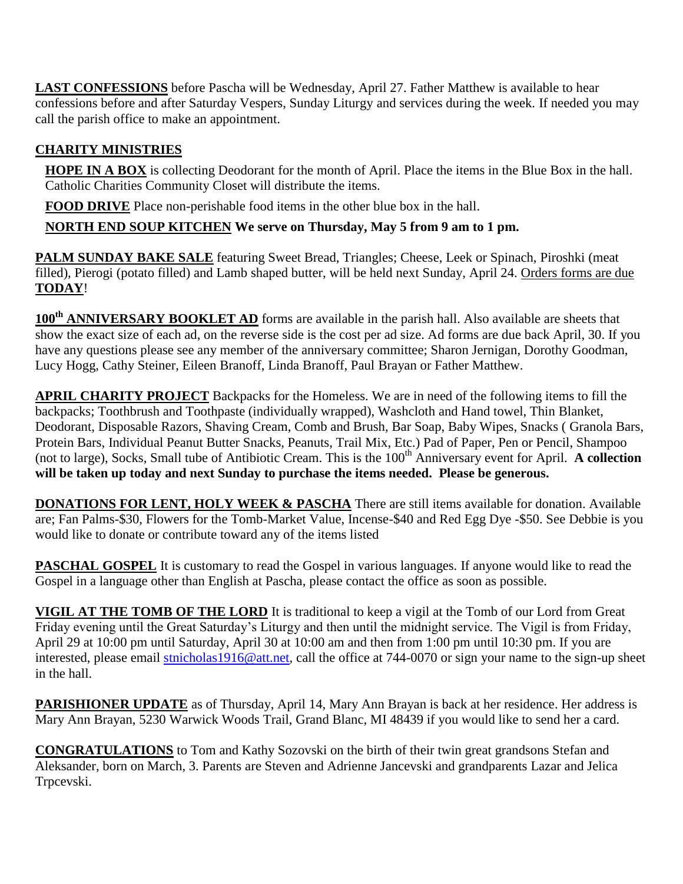**LAST CONFESSIONS** before Pascha will be Wednesday, April 27. Father Matthew is available to hear confessions before and after Saturday Vespers, Sunday Liturgy and services during the week. If needed you may call the parish office to make an appointment.

**CHARITY MINISTRIES**

**HOPE IN A BOX** is collecting Deodorant for the month of April. Place the items in the Blue Box in the hall. Catholic Charities Community Closet will distribute the items.

**FOOD DRIVE** Place non-perishable food items in the other blue box in the hall.

**NORTH END SOUP KITCHEN We serve on Thursday, May 5 from 9 am to 1 pm.**

**PALM SUNDAY BAKE SALE** featuring Sweet Bread, Triangles; Cheese, Leek or Spinach, Piroshki (meat filled), Pierogi (potato filled) and Lamb shaped butter, will be held next Sunday, April 24. Orders forms are due **TODAY**!

**100th ANNIVERSARY BOOKLET AD** forms are available in the parish hall. Also available are sheets that show the exact size of each ad, on the reverse side is the cost per ad size. Ad forms are due back April, 30. If you have any questions please see any member of the anniversary committee; Sharon Jernigan, Dorothy Goodman, Lucy Hogg, Cathy Steiner, Eileen Branoff, Linda Branoff, Paul Brayan or Father Matthew.

**APRIL CHARITY PROJECT** Backpacks for the Homeless. We are in need of the following items to fill the backpacks; Toothbrush and Toothpaste (individually wrapped), Washcloth and Hand towel, Thin Blanket, Deodorant, Disposable Razors, Shaving Cream, Comb and Brush, Bar Soap, Baby Wipes, Snacks ( Granola Bars, Protein Bars, Individual Peanut Butter Snacks, Peanuts, Trail Mix, Etc.) Pad of Paper, Pen or Pencil, Shampoo (not to large), Socks, Small tube of Antibiotic Cream. This is the 100th Anniversary event for April. **A collection will be taken up today and next Sunday to purchase the items needed. Please be generous.**

**DONATIONS FOR LENT, HOLY WEEK & PASCHA** There are still items available for donation. Available are; Fan Palms-$30, Flowers for the Tomb-Market Value, Incense-$40 and Red Egg Dye -$50. See Debbie is you would like to donate or contribute toward any of the items listed

**PASCHAL GOSPEL** It is customary to read the Gospel in various languages. If anyone would like to read the Gospel in a language other than English at Pascha, please contact the office as soon as possible.

**VIGIL AT THE TOMB OF THE LORD** It is traditional to keep a vigil at the Tomb of our Lord from Great Friday evening until the Great Saturday's Liturgy and then until the midnight service. The Vigil is from Friday, April 29 at 10:00 pm until Saturday, April 30 at 10:00 am and then from 1:00 pm until 10:30 pm. If you are interested, please email stnicholas1916@att.net, call the office at 744-0070 or sign your name to the sign-up sheet in the hall.

**PARISHIONER UPDATE** as of Thursday, April 14, Mary Ann Brayan is back at her residence. Her address is Mary Ann Brayan, 5230 Warwick Woods Trail, Grand Blanc, MI 48439 if you would like to send her a card.

**CONGRATULATIONS** to Tom and Kathy Sozovski on the birth of their twin great grandsons Stefan and Aleksander, born on March, 3. Parents are Steven and Adrienne Jancevski and grandparents Lazar and Jelica Trpcevski.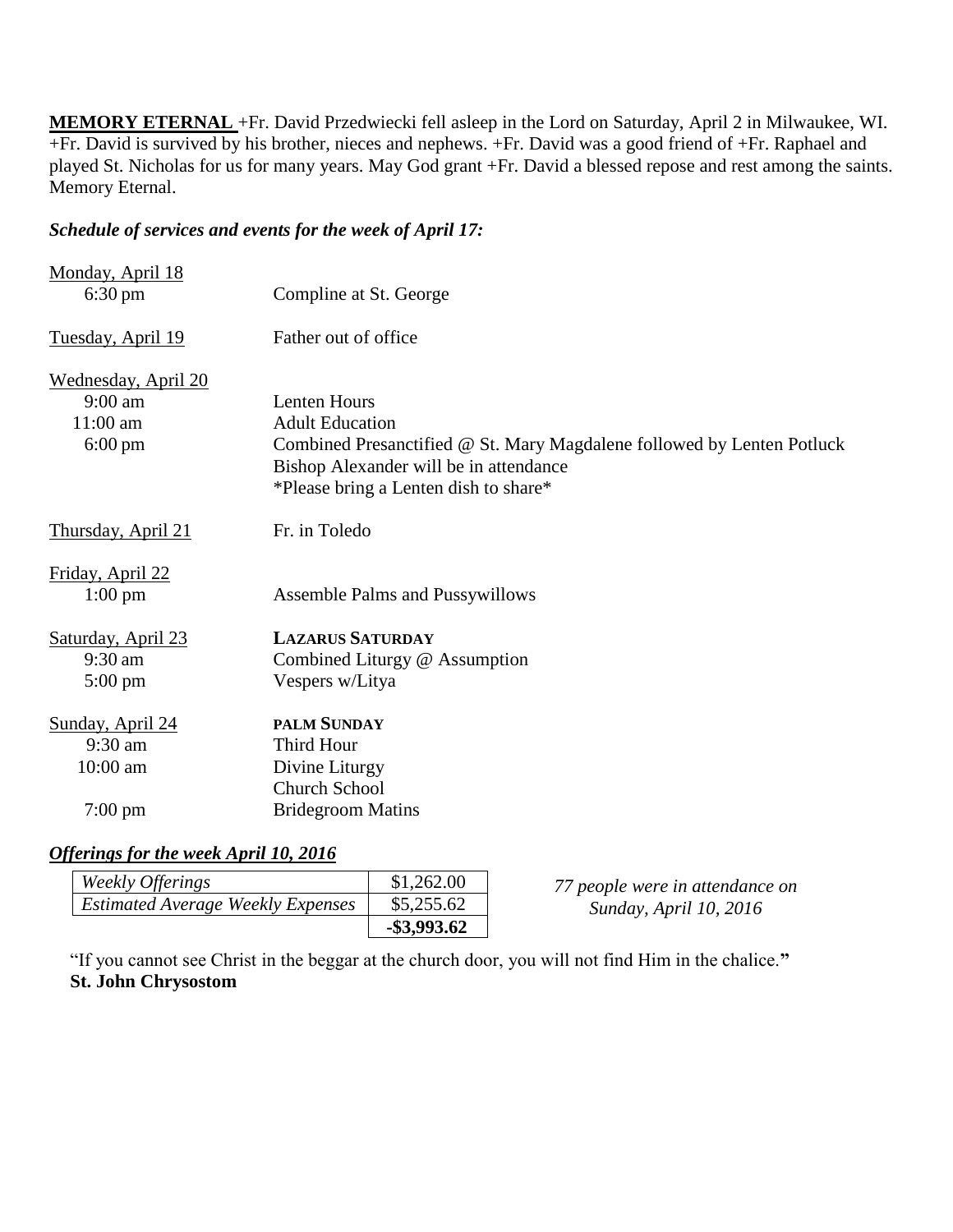**MEMORY ETERNAL** +Fr. David Przedwiecki fell asleep in the Lord on Saturday, April 2 in Milwaukee, WI. +Fr. David is survived by his brother, nieces and nephews. +Fr. David was a good friend of +Fr. Raphael and played St. Nicholas for us for many years. May God grant +Fr. David a blessed repose and rest among the saints. Memory Eternal.

***Schedule of services and events for the week of April 17:***

| | |
|---|---|
| Monday, April 18 | |
| 6:30 pm | Compline at St. George |
| Tuesday, April 19 | Father out of office |
| Wednesday, April 20 | |
| 9:00 am | Lenten Hours |
| 11:00 am | Adult Education |
| 6:00 pm | Combined Presanctified @ St. Mary Magdalene followed by Lenten Potluck<br>Bishop Alexander will be in attendance<br>*Please bring a Lenten dish to share* |
| Thursday, April 21 | Fr. in Toledo |
| Friday, April 22 | |
| 1:00 pm | Assemble Palms and Pussywillows |
| Saturday, April 23 | **LAZARUS SATURDAY** |
| 9:30 am | Combined Liturgy @ Assumption |
| 5:00 pm | Vespers w/Litya |
| Sunday, April 24 | **PALM SUNDAY** |
| 9:30 am | Third Hour |
| 10:00 am | Divine Liturgy<br>Church School |
| 7:00 pm | Bridegroom Matins |

***Offerings for the week April 10, 2016***

| | |
|---|---|
| *Weekly Offerings* | $1,262.00 |
| *Estimated Average Weekly Expenses* | $5,255.62 |
| | **-$3,993.62** |

*77 people were in attendance on Sunday, April 10, 2016*

"If you cannot see Christ in the beggar at the church door, you will not find Him in the chalice."
**St. John Chrysostom**